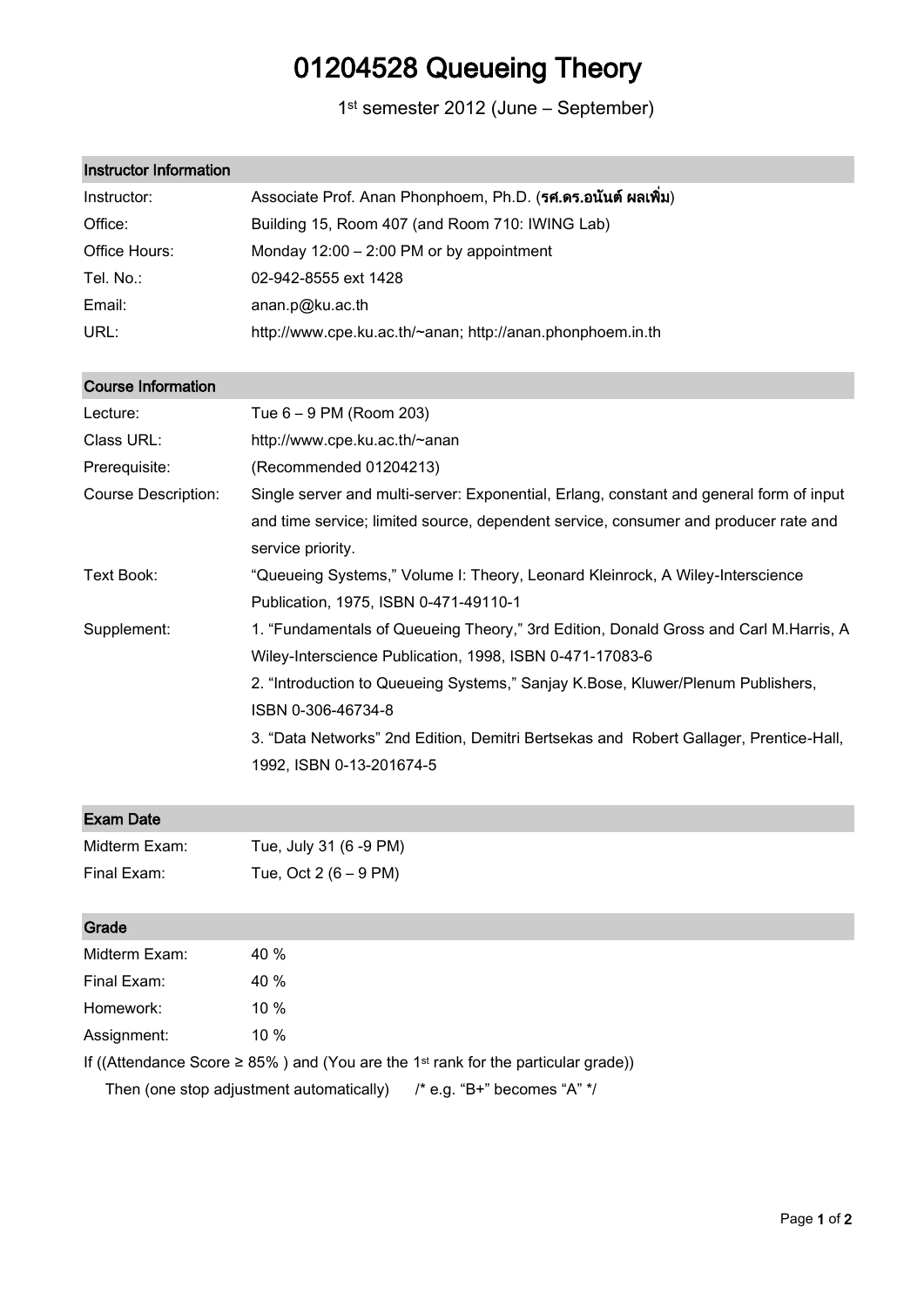# 01204528 Queueing Theory

1st semester 2012 (June – September)

## Instructor Information

| | |
|---|---|
| Instructor: | Associate Prof. Anan Phonphoem, Ph.D. (**รศ.ดร.อนันต์ ผลเพิ่ม**) |
| Office: | Building 15, Room 407 (and Room 710: IWING Lab) |
| Office Hours: | Monday 12:00 – 2:00 PM or by appointment |
| Tel. No.: | 02-942-8555 ext 1428 |
| Email: | anan.p@ku.ac.th |
| URL: | http://www.cpe.ku.ac.th/~anan; http://anan.phonphoem.in.th |

## Course Information

| | |
|---|---|
| Lecture: | Tue 6 – 9 PM (Room 203) |
| Class URL: | http://www.cpe.ku.ac.th/~anan |
| Prerequisite: | (Recommended 01204213) |
| Course Description: | Single server and multi-server: Exponential, Erlang, constant and general form of input and time service; limited source, dependent service, consumer and producer rate and service priority. |
| Text Book: | "Queueing Systems," Volume I: Theory, Leonard Kleinrock, A Wiley-Interscience Publication, 1975, ISBN 0-471-49110-1 |
| Supplement: | 1. "Fundamentals of Queueing Theory," 3rd Edition, Donald Gross and Carl M.Harris, A Wiley-Interscience Publication, 1998, ISBN 0-471-17083-6<br>2. "Introduction to Queueing Systems," Sanjay K.Bose, Kluwer/Plenum Publishers, ISBN 0-306-46734-8<br>3. "Data Networks" 2nd Edition, Demitri Bertsekas and Robert Gallager, Prentice-Hall, 1992, ISBN 0-13-201674-5 |

## Exam Date

| | |
|---|---|
| Midterm Exam: | Tue, July 31 (6 -9 PM) |
| Final Exam: | Tue, Oct 2 (6 – 9 PM) |

## Grade

| | |
|---|---|
| Midterm Exam: | 40 % |
| Final Exam: | 40 % |
| Homework: | 10 % |
| Assignment: | 10 % |

If ((Attendance Score ≥ 85% ) and (You are the 1st rank for the particular grade))

Then (one stop adjustment automatically) /* e.g. "B+" becomes "A" */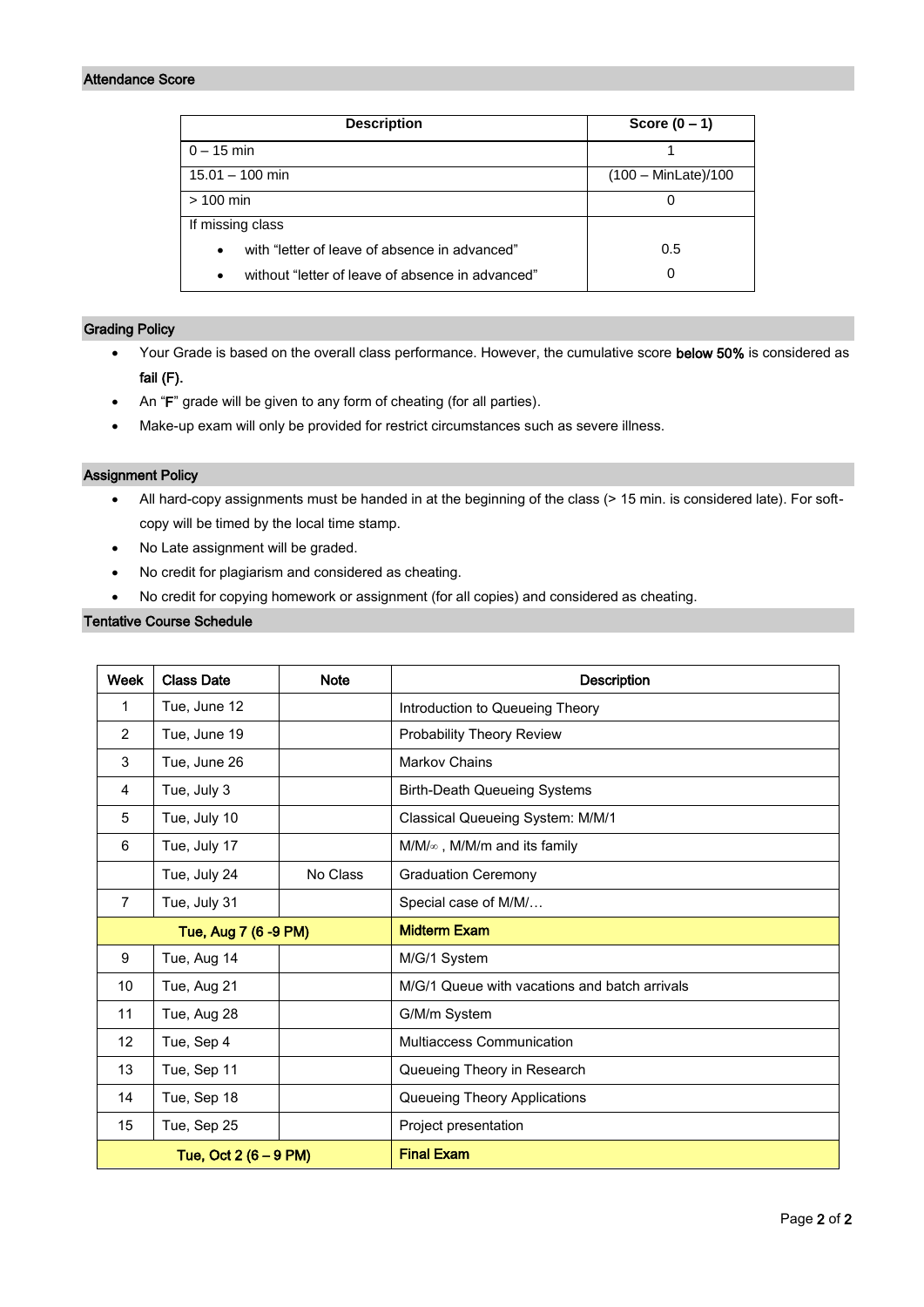## Attendance Score

| Description | Score (0 – 1) |
|---|---|
| 0 – 15 min | 1 |
| 15.01 – 100 min | (100 – MinLate)/100 |
| > 100 min | 0 |
| If missing class<br>• with "letter of leave of absence in advanced"<br>• without "letter of leave of absence in advanced" | <br>0.5<br>0 |

## Grading Policy

- Your Grade is based on the overall class performance. However, the cumulative score **below 50%** is considered as **fail (F).**
- An "**F**" grade will be given to any form of cheating (for all parties).
- Make-up exam will only be provided for restrict circumstances such as severe illness.

## Assignment Policy

- All hard-copy assignments must be handed in at the beginning of the class (> 15 min. is considered late). For soft-copy will be timed by the local time stamp.
- No Late assignment will be graded.
- No credit for plagiarism and considered as cheating.
- No credit for copying homework or assignment (for all copies) and considered as cheating.

## Tentative Course Schedule

| Week | Class Date | Note | Description |
|---|---|---|---|
| 1 | Tue, June 12 | | Introduction to Queueing Theory |
| 2 | Tue, June 19 | | Probability Theory Review |
| 3 | Tue, June 26 | | Markov Chains |
| 4 | Tue, July 3 | | Birth-Death Queueing Systems |
| 5 | Tue, July 10 | | Classical Queueing System: M/M/1 |
| 6 | Tue, July 17 | | M/M/$\infty$ , M/M/m and its family |
| | Tue, July 24 | No Class | Graduation Ceremony |
| 7 | Tue, July 31 | | Special case of M/M/… |
| **Tue, Aug 7 (6 -9 PM)** | | | **Midterm Exam** |
| 9 | Tue, Aug 14 | | M/G/1 System |
| 10 | Tue, Aug 21 | | M/G/1 Queue with vacations and batch arrivals |
| 11 | Tue, Aug 28 | | G/M/m System |
| 12 | Tue, Sep 4 | | Multiaccess Communication |
| 13 | Tue, Sep 11 | | Queueing Theory in Research |
| 14 | Tue, Sep 18 | | Queueing Theory Applications |
| 15 | Tue, Sep 25 | | Project presentation |
| **Tue, Oct 2 (6 – 9 PM)** | | | **Final Exam** |